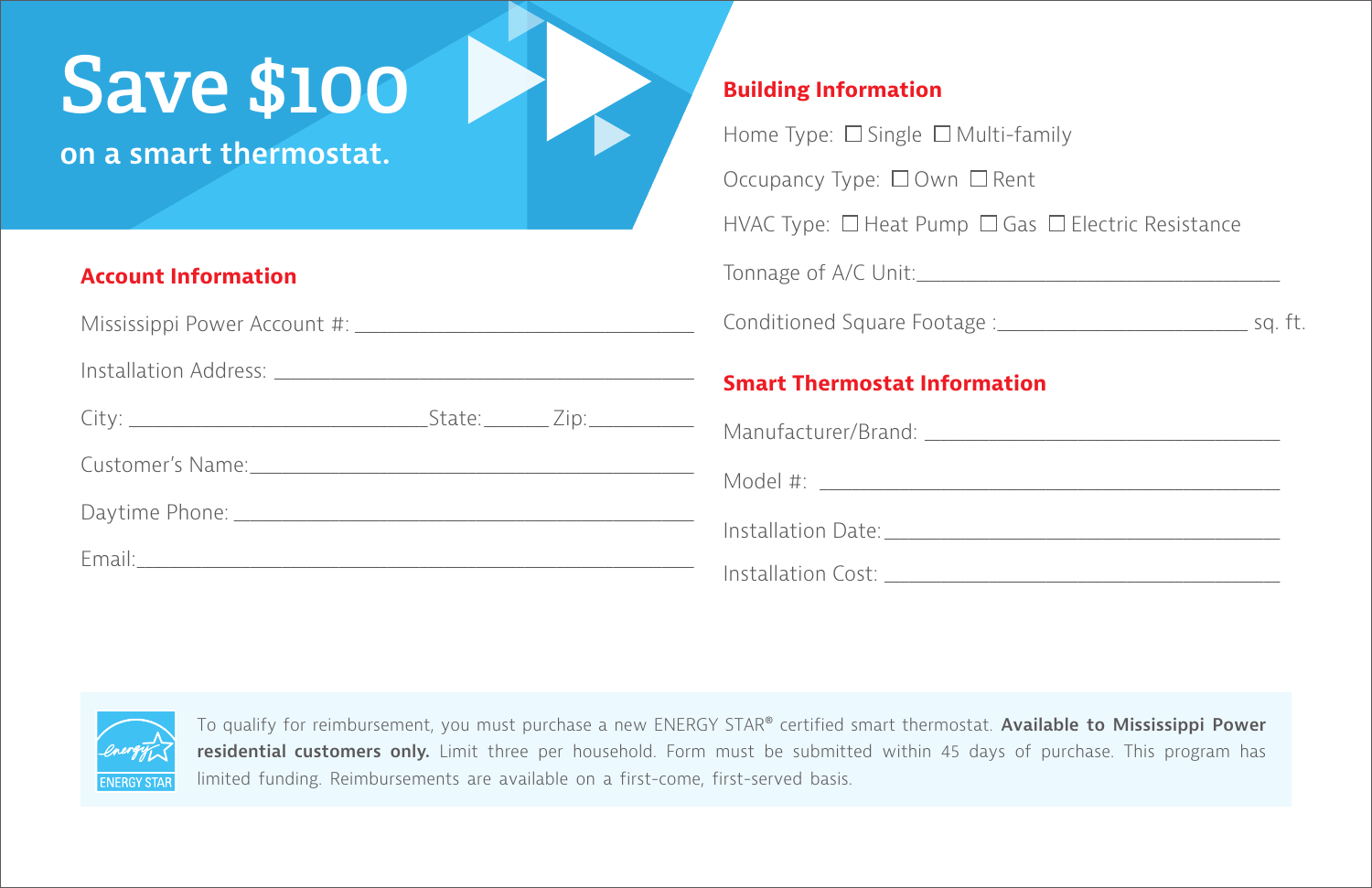# Save $100

**on a smart thermostat.**

## Account Information

Mississippi Power Account #: ______________________________

Installation Address: ______________________________

City: ______________________ State: ______ Zip: __________

Customer's Name: ______________________________

Daytime Phone: ______________________________

Email: ______________________________

## Building Information

Home Type: ☐ Single ☐ Multi-family

Occupancy Type: ☐ Own ☐ Rent

HVAC Type: ☐ Heat Pump ☐ Gas ☐ Electric Resistance

Tonnage of A/C Unit: ______________________________

Conditioned Square Footage : ______________________ sq. ft.

## Smart Thermostat Information

Manufacturer/Brand: ______________________________

Model #: ______________________________

Installation Date: ______________________________

Installation Cost: ______________________________

To qualify for reimbursement, you must purchase a new ENERGY STAR® certified smart thermostat. **Available to Mississippi Power residential customers only.** Limit three per household. Form must be submitted within 45 days of purchase. This program has limited funding. Reimbursements are available on a first-come, first-served basis.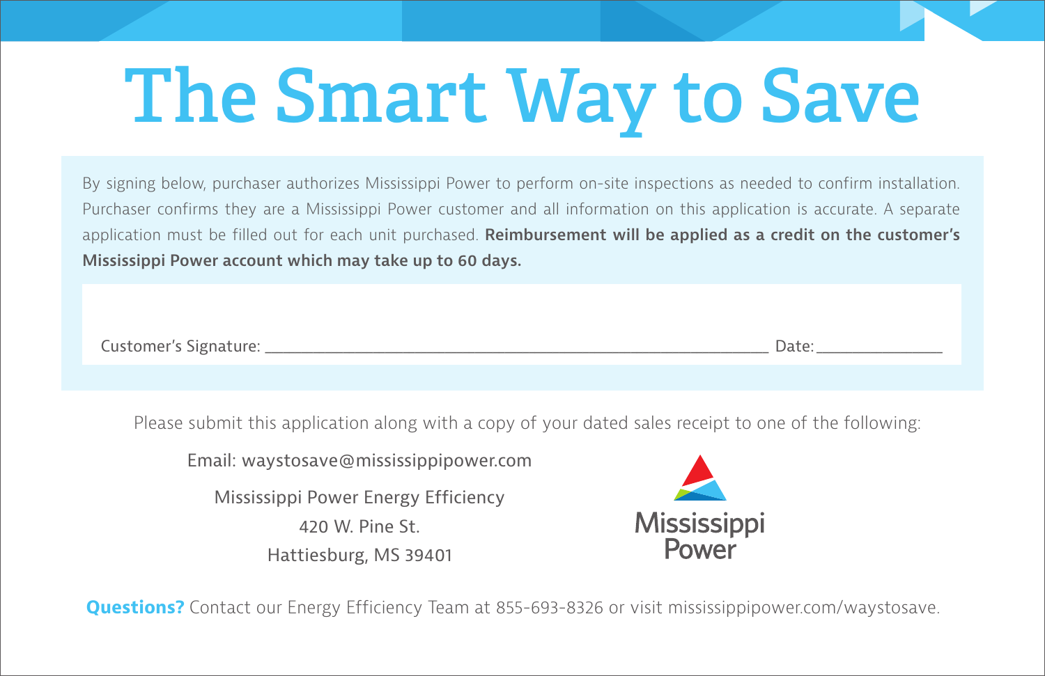# The Smart Way to Save

By signing below, purchaser authorizes Mississippi Power to perform on-site inspections as needed to confirm installation. Purchaser confirms they are a Mississippi Power customer and all information on this application is accurate. A separate application must be filled out for each unit purchased. **Reimbursement will be applied as a credit on the customer's Mississippi Power account which may take up to 60 days.**

Customer's Signature: ______________________________________________ Date: ______________

Please submit this application along with a copy of your dated sales receipt to one of the following:

Email: waystosave@mississippipower.com

Mississippi Power Energy Efficiency
420 W. Pine St.
Hattiesburg, MS 39401

Mississippi Power

**Questions?** Contact our Energy Efficiency Team at 855-693-8326 or visit mississippipower.com/waystosave.